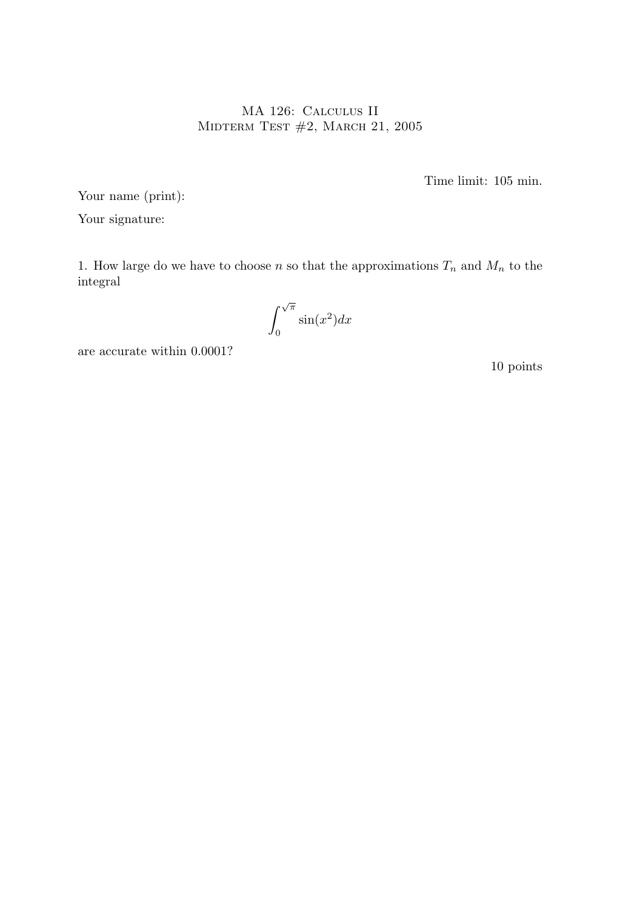# MA 126: Calculus II
## Midterm Test #2, March 21, 2005

Time limit: 105 min.

Your name (print):

Your signature:

1. How large do we have to choose $n$ so that the approximations $T_n$ and $M_n$ to the integral

$$\int_0^{\sqrt{\pi}} \sin(x^2) dx$$

are accurate within 0.0001?

10 points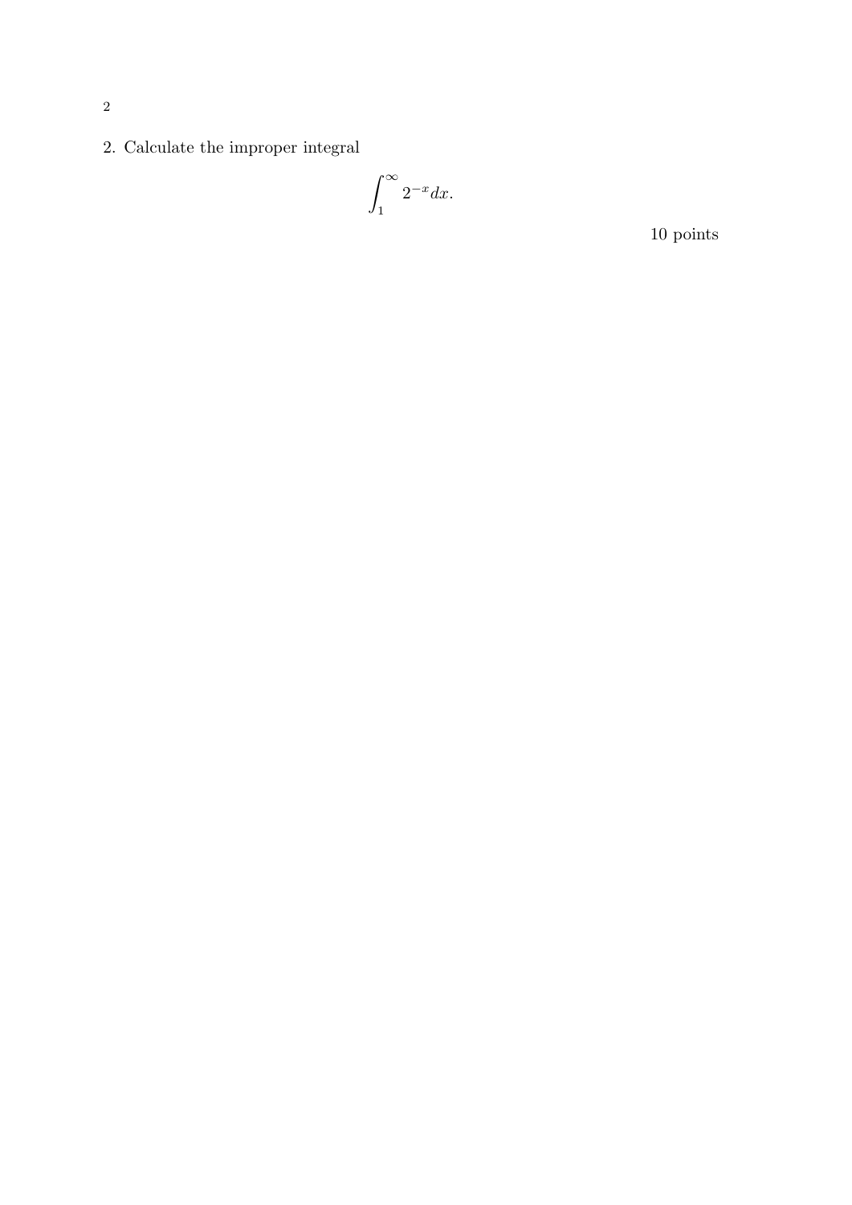2. Calculate the improper integral

$$\int_1^\infty 2^{-x} dx.$$

10 points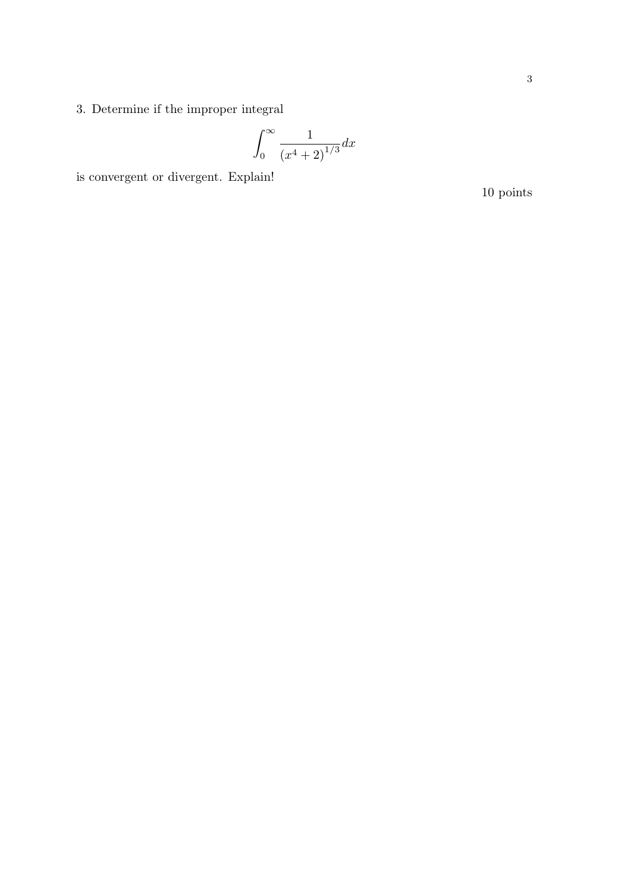3. Determine if the improper integral

$$\int_0^\infty \frac{1}{(x^4+2)^{1/3}} dx$$

is convergent or divergent. Explain!

10 points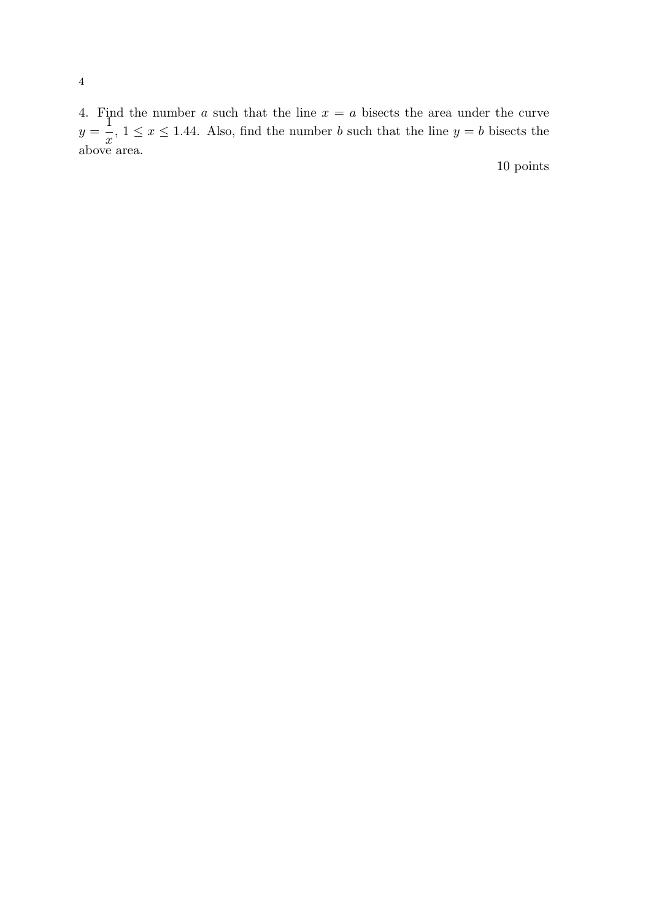4. Find the number $a$ such that the line $x = a$ bisects the area under the curve $y = \dfrac{1}{x}$, $1 \leq x \leq 1.44$. Also, find the number $b$ such that the line $y = b$ bisects the above area.

10 points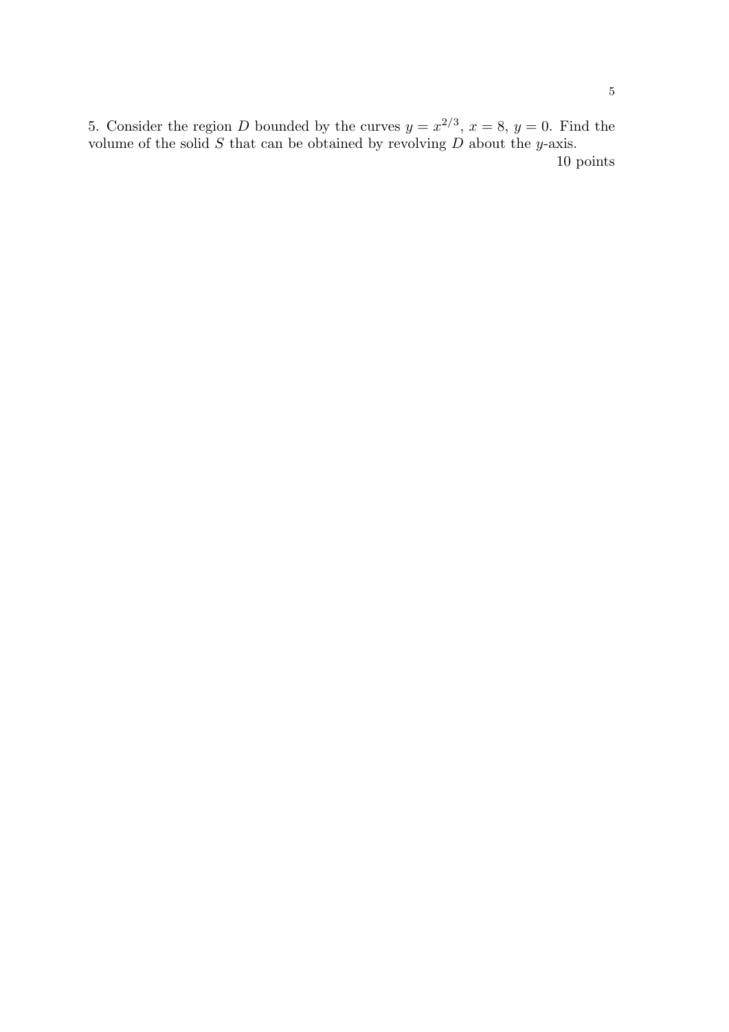5. Consider the region $D$ bounded by the curves $y = x^{2/3}$, $x = 8$, $y = 0$. Find the volume of the solid $S$ that can be obtained by revolving $D$ about the $y$-axis.

10 points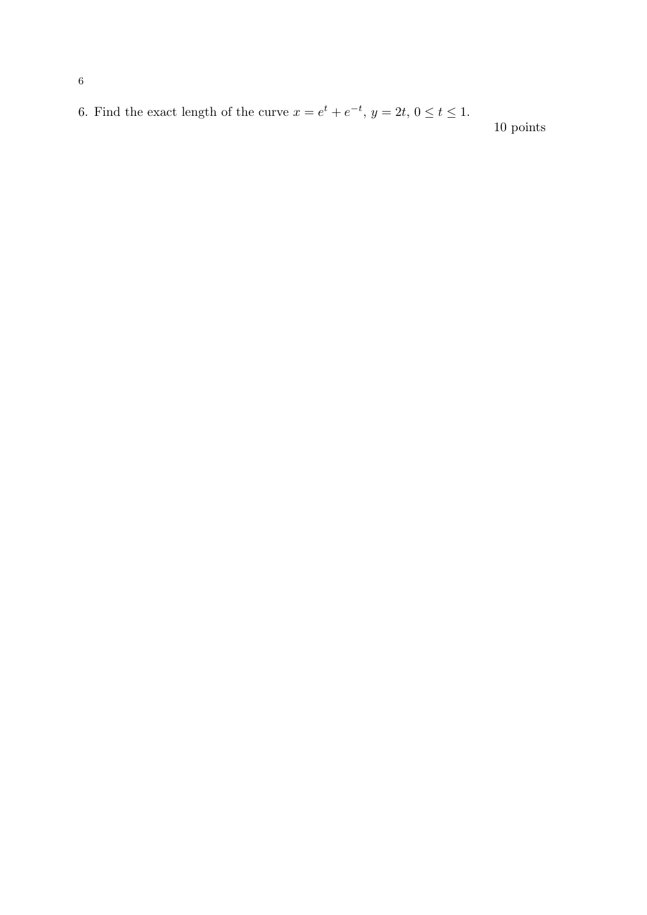6. Find the exact length of the curve $x = e^t + e^{-t}$, $y = 2t$, $0 \leq t \leq 1$.

10 points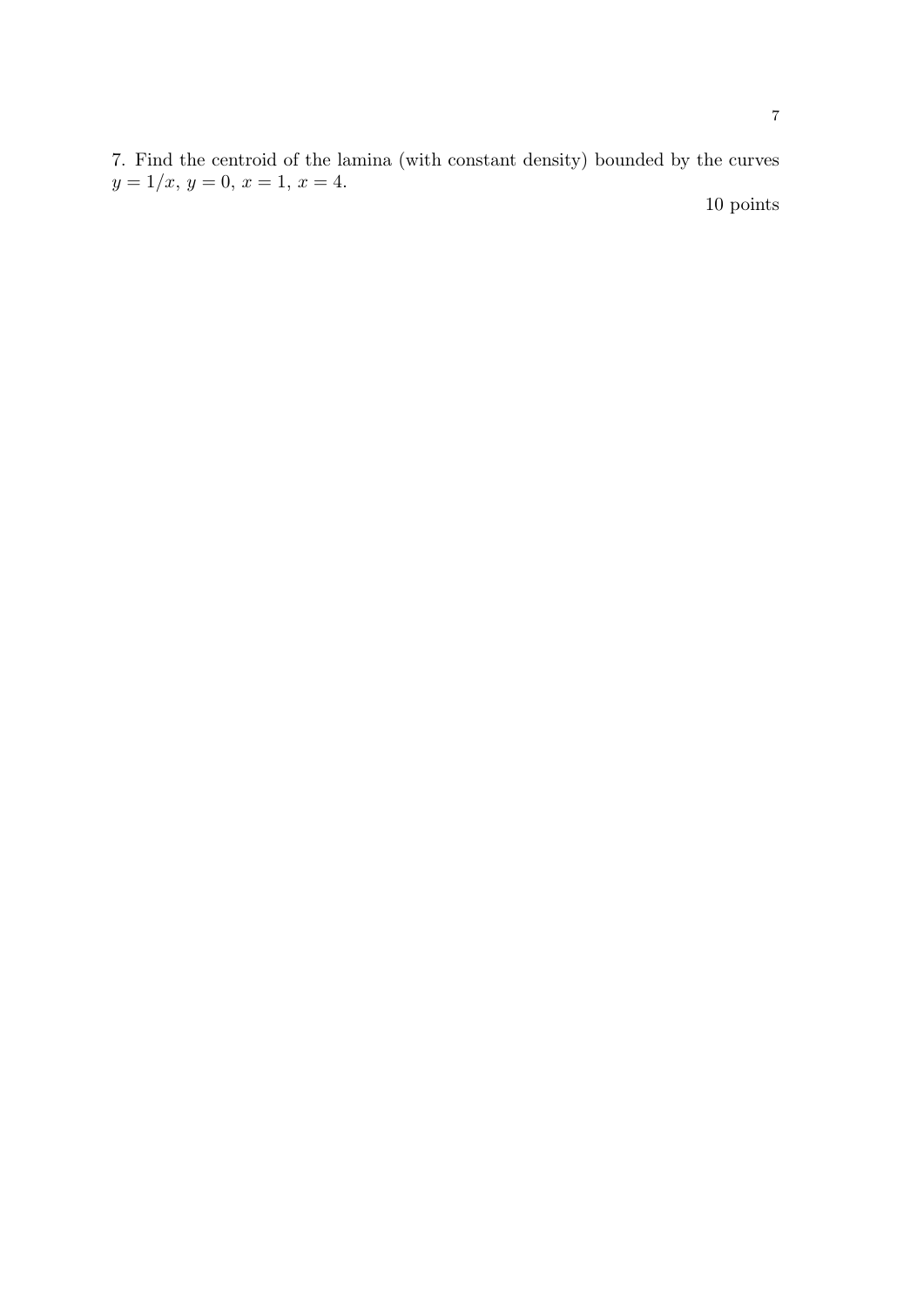7. Find the centroid of the lamina (with constant density) bounded by the curves $y = 1/x$, $y = 0$, $x = 1$, $x = 4$.

10 points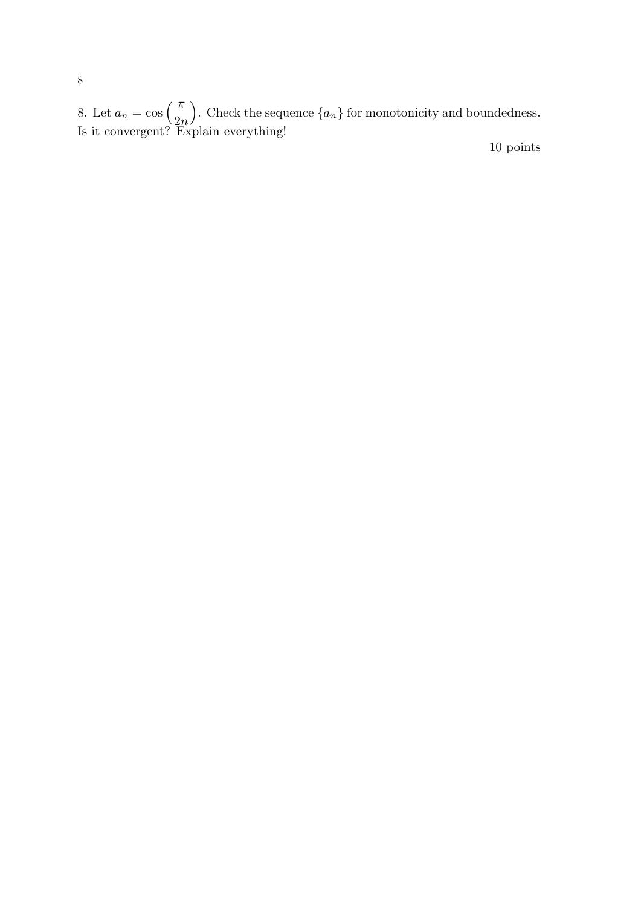8. Let $a_n = \cos\left(\dfrac{\pi}{2n}\right)$. Check the sequence $\{a_n\}$ for monotonicity and boundedness. Is it convergent? Explain everything!

10 points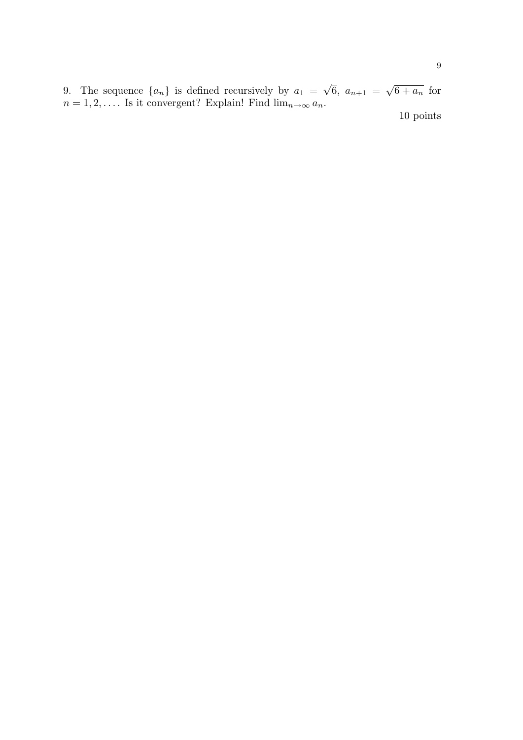9. The sequence $\{a_n\}$ is defined recursively by $a_1 = \sqrt{6}$, $a_{n+1} = \sqrt{6 + a_n}$ for $n = 1, 2, \ldots$. Is it convergent? Explain! Find $\lim_{n\to\infty} a_n$.

10 points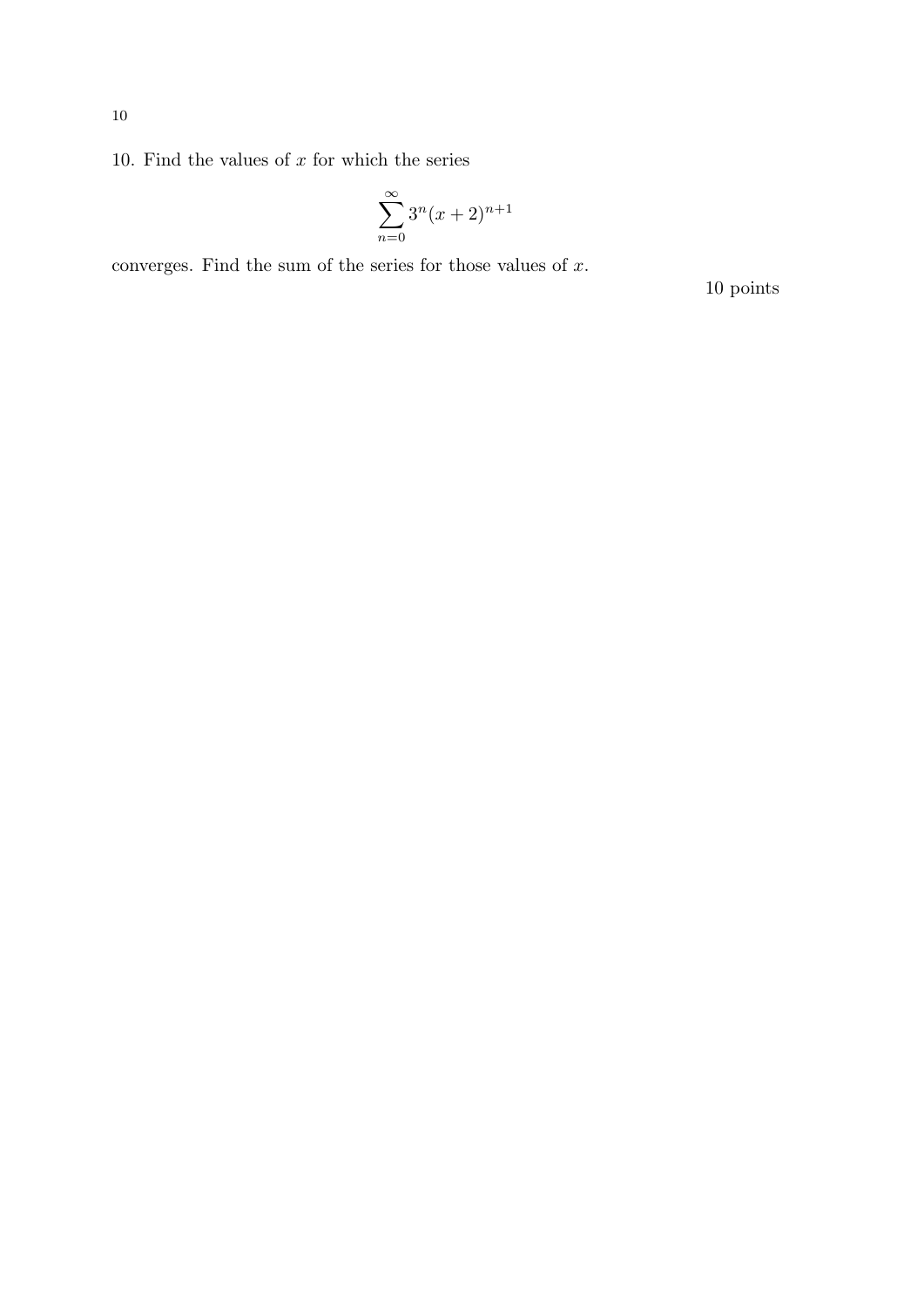10. Find the values of $x$ for which the series

$$\sum_{n=0}^{\infty} 3^n (x+2)^{n+1}$$

converges. Find the sum of the series for those values of $x$.

10 points